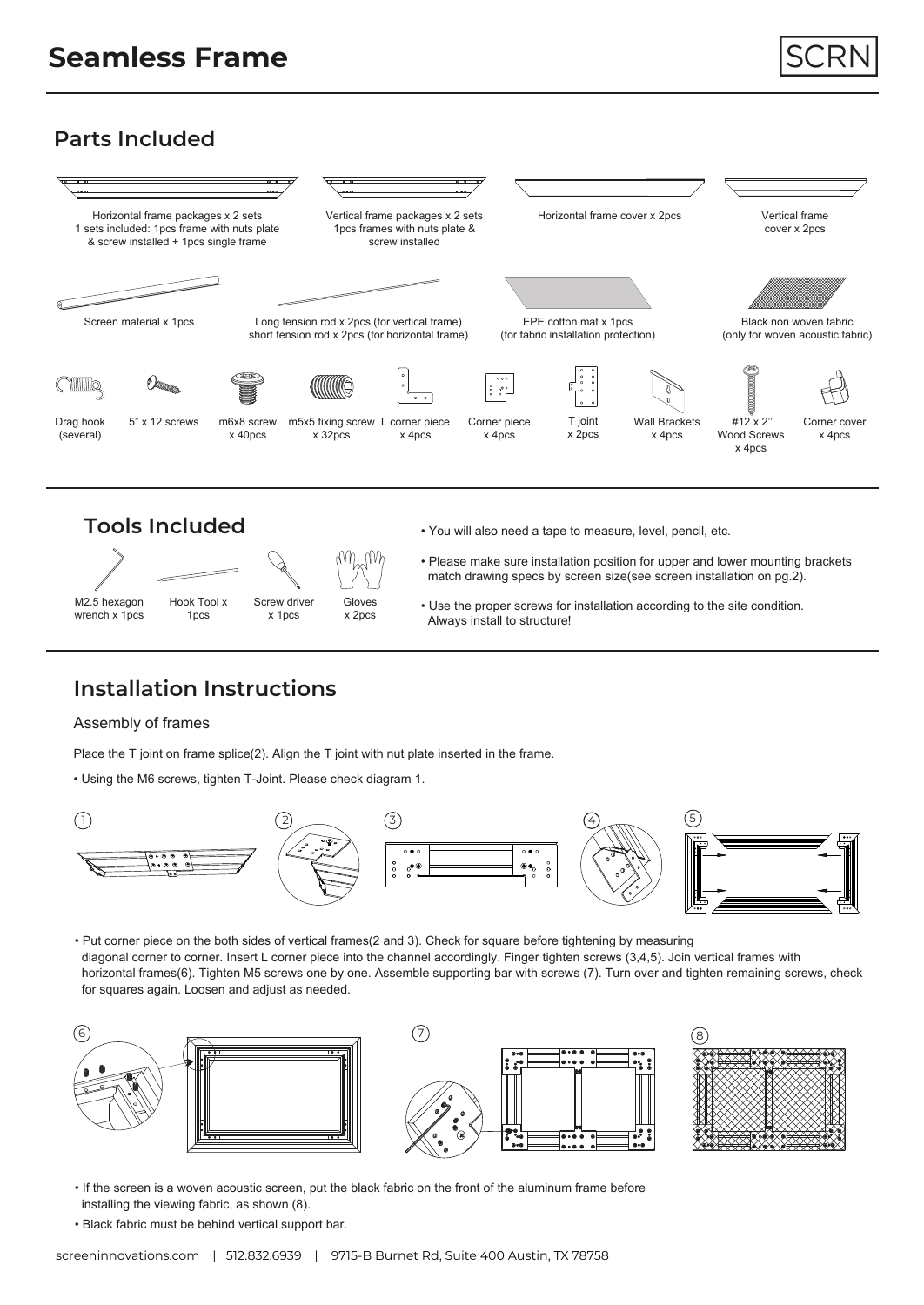# Seamless Frame

SCRN

## Parts Included

- Horizontal frame packages x 2 sets
  1 sets included: 1pcs frame with nuts plate & screw installed + 1pcs single frame
- Vertical frame packages x 2 sets
  1pcs frames with nuts plate & screw installed
- Horizontal frame cover x 2pcs
- Vertical frame cover x 2pcs
- Screen material x 1pcs
- Long tension rod x 2pcs (for vertical frame)
  short tension rod x 2pcs (for horizontal frame)
- EPE cotton mat x 1pcs
  (for fabric installation protection)
- Black non woven fabric
  (only for woven acoustic fabric)
- Drag hook (several)
- 5" x 12 screws
- m6x8 screw x 40pcs
- m5x5 fixing screw x 32pcs
- L corner piece x 4pcs
- Corner piece x 4pcs
- T joint x 2pcs
- Wall Brackets x 4pcs
- #12 x 2'' Wood Screws x 4pcs
- Corner cover x 4pcs

## Tools Included

- M2.5 hexagon wrench x 1pcs
- Hook Tool x 1pcs
- Screw driver x 1pcs
- Gloves x 2pcs

- You will also need a tape to measure, level, pencil, etc.
- Please make sure installation position for upper and lower mounting brackets match drawing specs by screen size(see screen installation on pg.2).
- Use the proper screws for installation according to the site condition. Always install to structure!

## Installation Instructions

### Assembly of frames

Place the T joint on frame splice(2). Align the T joint with nut plate inserted in the frame.

- Using the M6 screws, tighten T-Joint. Please check diagram 1.

1 2 3 4 5

- Put corner piece on the both sides of vertical frames(2 and 3). Check for square before tightening by measuring diagonal corner to corner. Insert L corner piece into the channel accordingly. Finger tighten screws (3,4,5). Join vertical frames with horizontal frames(6). Tighten M5 screws one by one. Assemble supporting bar with screws (7). Turn over and tighten remaining screws, check for squares again. Loosen and adjust as needed.

6 7 8

- If the screen is a woven acoustic screen, put the black fabric on the front of the aluminum frame before installing the viewing fabric, as shown (8).
- Black fabric must be behind vertical support bar.

screeninnovations.com | 512.832.6939 | 9715-B Burnet Rd, Suite 400 Austin, TX 78758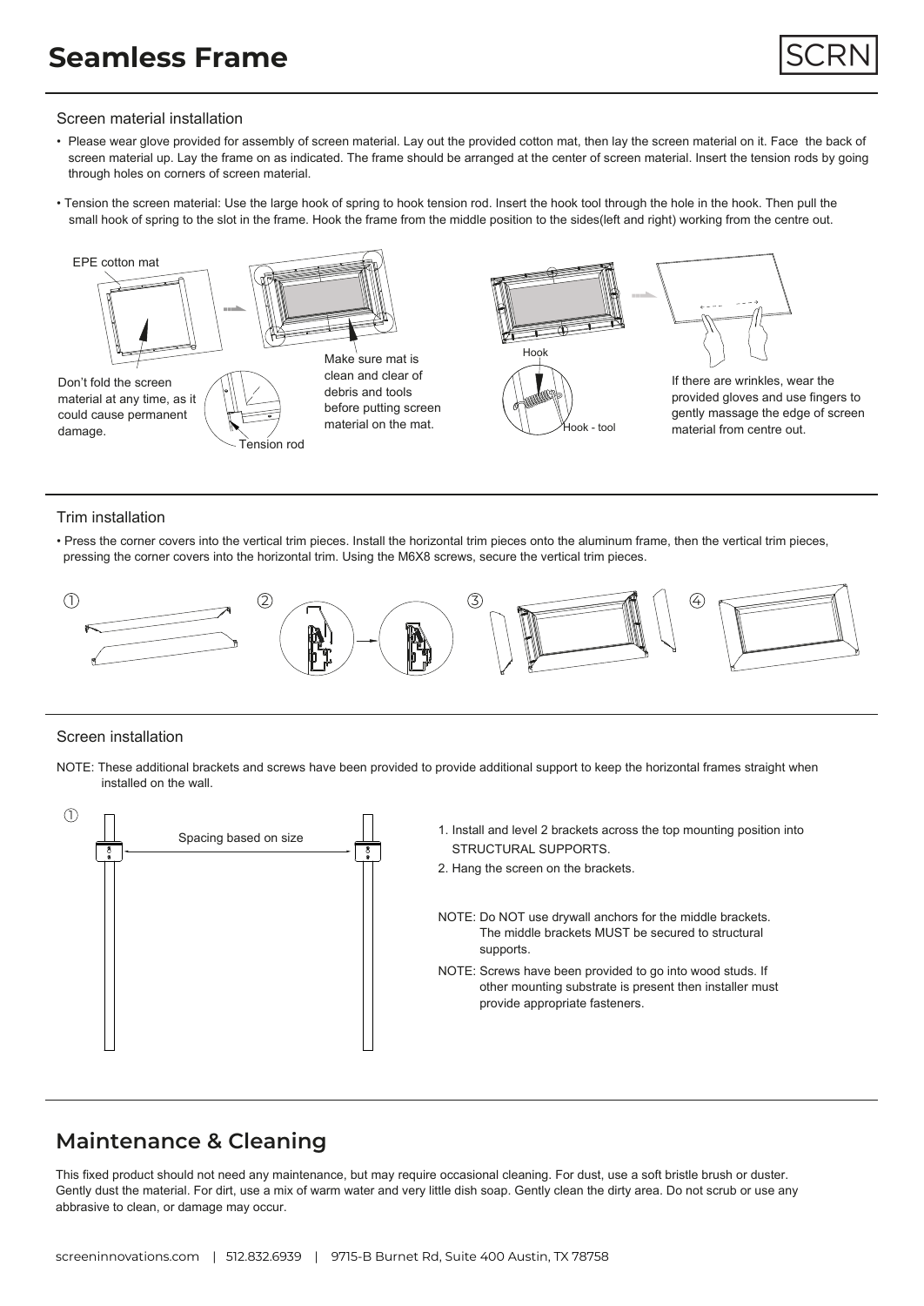# Seamless Frame

SCRN

## Screen material installation

- Please wear glove provided for assembly of screen material. Lay out the provided cotton mat, then lay the screen material on it. Face the back of screen material up. Lay the frame on as indicated. The frame should be arranged at the center of screen material. Insert the tension rods by going through holes on corners of screen material.
- Tension the screen material: Use the large hook of spring to hook tension rod. Insert the hook tool through the hole in the hook. Then pull the small hook of spring to the slot in the frame. Hook the frame from the middle position to the sides(left and right) working from the centre out.

EPE cotton mat

Don't fold the screen material at any time, as it could cause permanent damage.

Tension rod

Make sure mat is clean and clear of debris and tools before putting screen material on the mat.

Hook

Hook - tool

If there are wrinkles, wear the provided gloves and use fingers to gently massage the edge of screen material from centre out.

## Trim installation

- Press the corner covers into the vertical trim pieces. Install the horizontal trim pieces onto the aluminum frame, then the vertical trim pieces, pressing the corner covers into the horizontal trim. Using the M6X8 screws, secure the vertical trim pieces.

① ② ③ ④

## Screen installation

NOTE: These additional brackets and screws have been provided to provide additional support to keep the horizontal frames straight when installed on the wall.

①

Spacing based on size

1. Install and level 2 brackets across the top mounting position into STRUCTURAL SUPPORTS.
2. Hang the screen on the brackets.

NOTE: Do NOT use drywall anchors for the middle brackets. The middle brackets MUST be secured to structural supports.

NOTE: Screws have been provided to go into wood studs. If other mounting substrate is present then installer must provide appropriate fasteners.

## Maintenance & Cleaning

This fixed product should not need any maintenance, but may require occasional cleaning. For dust, use a soft bristle brush or duster. Gently dust the material. For dirt, use a mix of warm water and very little dish soap. Gently clean the dirty area. Do not scrub or use any abrasive to clean, or damage may occur.

screeninnovations.com | 512.832.6939 | 9715-B Burnet Rd, Suite 400 Austin, TX 78758